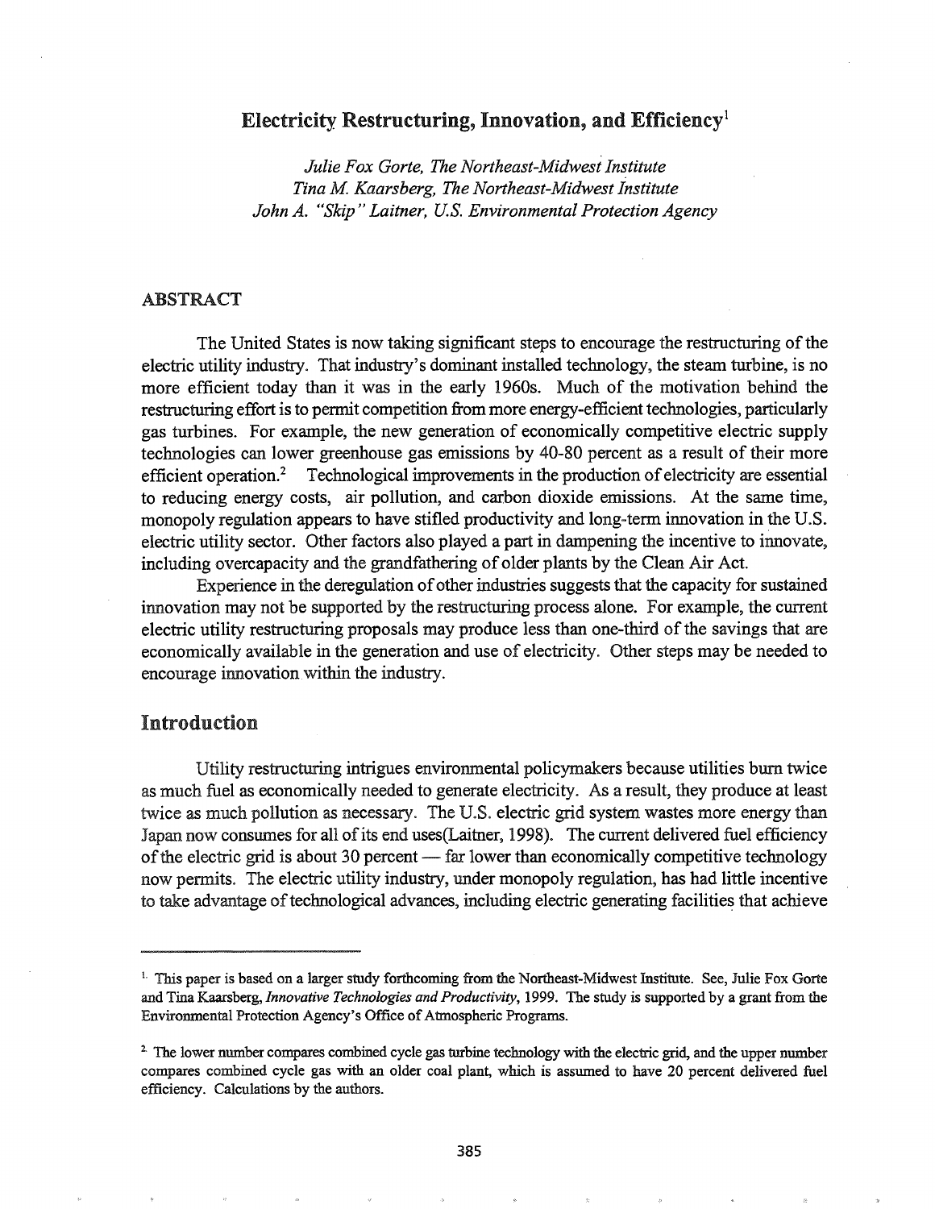# Electricity Restructuring, Innovation, and Efficiency[1]

*Julie Fox Gorte, The Northeast-Midwest Institute*
*Tina M. Kaarsberg, The Northeast-Midwest Institute*
*John A. "Skip" Laitner, U.S. Environmental Protection Agency*

## ABSTRACT

The United States is now taking significant steps to encourage the restructuring of the electric utility industry. That industry's dominant installed technology, the steam turbine, is no more efficient today than it was in the early 1960s. Much of the motivation behind the restructuring effort is to permit competition from more energy-efficient technologies, particularly gas turbines. For example, the new generation of economically competitive electric supply technologies can lower greenhouse gas emissions by 40-80 percent as a result of their more efficient operation.[2] Technological improvements in the production of electricity are essential to reducing energy costs, air pollution, and carbon dioxide emissions. At the same time, monopoly regulation appears to have stifled productivity and long-term innovation in the U.S. electric utility sector. Other factors also played a part in dampening the incentive to innovate, including overcapacity and the grandfathering of older plants by the Clean Air Act.

Experience in the deregulation of other industries suggests that the capacity for sustained innovation may not be supported by the restructuring process alone. For example, the current electric utility restructuring proposals may produce less than one-third of the savings that are economically available in the generation and use of electricity. Other steps may be needed to encourage innovation within the industry.

## Introduction

Utility restructuring intrigues environmental policymakers because utilities burn twice as much fuel as economically needed to generate electricity. As a result, they produce at least twice as much pollution as necessary. The U.S. electric grid system wastes more energy than Japan now consumes for all of its end uses(Laitner, 1998). The current delivered fuel efficiency of the electric grid is about 30 percent — far lower than economically competitive technology now permits. The electric utility industry, under monopoly regulation, has had little incentive to take advantage of technological advances, including electric generating facilities that achieve

---

[1] This paper is based on a larger study forthcoming from the Northeast-Midwest Institute. See, Julie Fox Gorte and Tina Kaarsberg, *Innovative Technologies and Productivity*, 1999. The study is supported by a grant from the Environmental Protection Agency's Office of Atmospheric Programs.

[2] The lower number compares combined cycle gas turbine technology with the electric grid, and the upper number compares combined cycle gas with an older coal plant, which is assumed to have 20 percent delivered fuel efficiency. Calculations by the authors.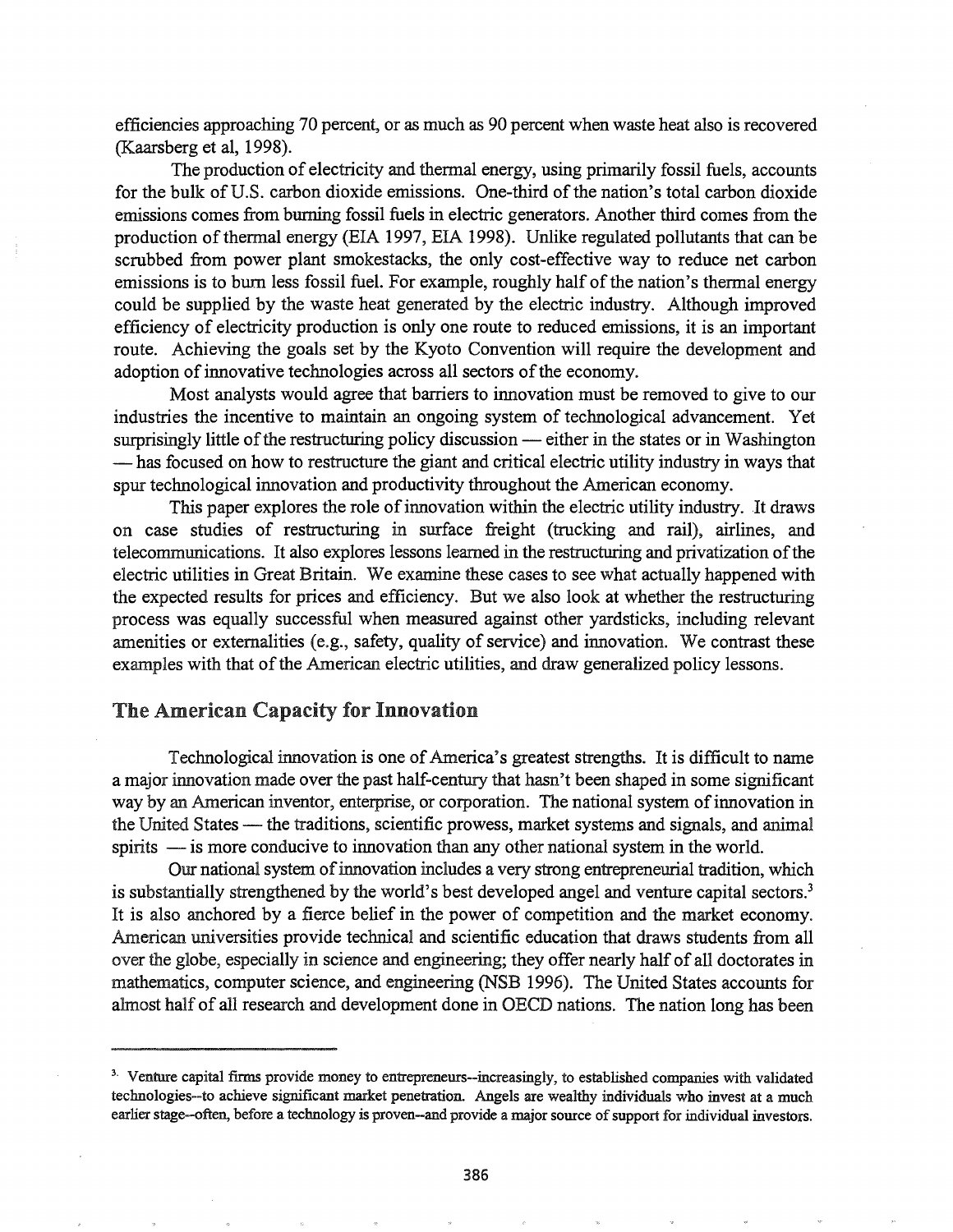efficiencies approaching 70 percent, or as much as 90 percent when waste heat also is recovered (Kaarsberg et al, 1998).

The production of electricity and thermal energy, using primarily fossil fuels, accounts for the bulk of U.S. carbon dioxide emissions. One-third of the nation's total carbon dioxide emissions comes from burning fossil fuels in electric generators. Another third comes from the production of thermal energy (EIA 1997, EIA 1998). Unlike regulated pollutants that can be scrubbed from power plant smokestacks, the only cost-effective way to reduce net carbon emissions is to burn less fossil fuel. For example, roughly half of the nation's thermal energy could be supplied by the waste heat generated by the electric industry. Although improved efficiency of electricity production is only one route to reduced emissions, it is an important route. Achieving the goals set by the Kyoto Convention will require the development and adoption of innovative technologies across all sectors of the economy.

Most analysts would agree that barriers to innovation must be removed to give to our industries the incentive to maintain an ongoing system of technological advancement. Yet surprisingly little of the restructuring policy discussion — either in the states or in Washington — has focused on how to restructure the giant and critical electric utility industry in ways that spur technological innovation and productivity throughout the American economy.

This paper explores the role of innovation within the electric utility industry. It draws on case studies of restructuring in surface freight (trucking and rail), airlines, and telecommunications. It also explores lessons learned in the restructuring and privatization of the electric utilities in Great Britain. We examine these cases to see what actually happened with the expected results for prices and efficiency. But we also look at whether the restructuring process was equally successful when measured against other yardsticks, including relevant amenities or externalities (e.g., safety, quality of service) and innovation. We contrast these examples with that of the American electric utilities, and draw generalized policy lessons.

## The American Capacity for Innovation

Technological innovation is one of America's greatest strengths. It is difficult to name a major innovation made over the past half-century that hasn't been shaped in some significant way by an American inventor, enterprise, or corporation. The national system of innovation in the United States — the traditions, scientific prowess, market systems and signals, and animal spirits — is more conducive to innovation than any other national system in the world.

Our national system of innovation includes a very strong entrepreneurial tradition, which is substantially strengthened by the world's best developed angel and venture capital sectors.[3] It is also anchored by a fierce belief in the power of competition and the market economy. American universities provide technical and scientific education that draws students from all over the globe, especially in science and engineering; they offer nearly half of all doctorates in mathematics, computer science, and engineering (NSB 1996). The United States accounts for almost half of all research and development done in OECD nations. The nation long has been

[3] Venture capital firms provide money to entrepreneurs--increasingly, to established companies with validated technologies--to achieve significant market penetration. Angels are wealthy individuals who invest at a much earlier stage--often, before a technology is proven--and provide a major source of support for individual investors.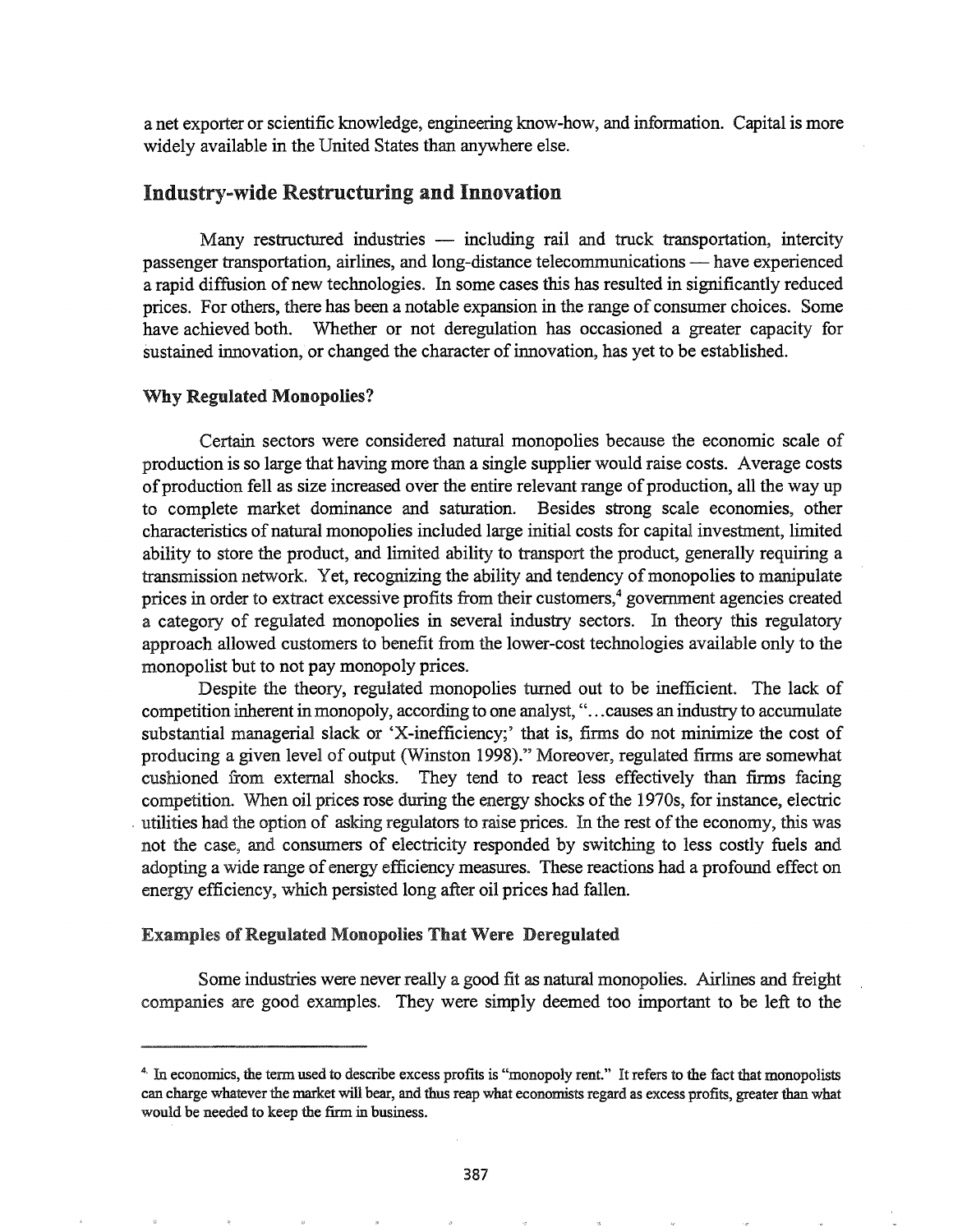a net exporter or scientific knowledge, engineering know-how, and information. Capital is more widely available in the United States than anywhere else.

## Industry-wide Restructuring and Innovation

Many restructured industries — including rail and truck transportation, intercity passenger transportation, airlines, and long-distance telecommunications — have experienced a rapid diffusion of new technologies. In some cases this has resulted in significantly reduced prices. For others, there has been a notable expansion in the range of consumer choices. Some have achieved both. Whether or not deregulation has occasioned a greater capacity for sustained innovation, or changed the character of innovation, has yet to be established.

### Why Regulated Monopolies?

Certain sectors were considered natural monopolies because the economic scale of production is so large that having more than a single supplier would raise costs. Average costs of production fell as size increased over the entire relevant range of production, all the way up to complete market dominance and saturation. Besides strong scale economies, other characteristics of natural monopolies included large initial costs for capital investment, limited ability to store the product, and limited ability to transport the product, generally requiring a transmission network. Yet, recognizing the ability and tendency of monopolies to manipulate prices in order to extract excessive profits from their customers,[4] government agencies created a category of regulated monopolies in several industry sectors. In theory this regulatory approach allowed customers to benefit from the lower-cost technologies available only to the monopolist but to not pay monopoly prices.

Despite the theory, regulated monopolies turned out to be inefficient. The lack of competition inherent in monopoly, according to one analyst, "...causes an industry to accumulate substantial managerial slack or 'X-inefficiency;' that is, firms do not minimize the cost of producing a given level of output (Winston 1998)." Moreover, regulated firms are somewhat cushioned from external shocks. They tend to react less effectively than firms facing competition. When oil prices rose during the energy shocks of the 1970s, for instance, electric utilities had the option of asking regulators to raise prices. In the rest of the economy, this was not the case, and consumers of electricity responded by switching to less costly fuels and adopting a wide range of energy efficiency measures. These reactions had a profound effect on energy efficiency, which persisted long after oil prices had fallen.

### Examples of Regulated Monopolies That Were Deregulated

Some industries were never really a good fit as natural monopolies. Airlines and freight companies are good examples. They were simply deemed too important to be left to the

---

[4] In economics, the term used to describe excess profits is "monopoly rent." It refers to the fact that monopolists can charge whatever the market will bear, and thus reap what economists regard as excess profits, greater than what would be needed to keep the firm in business.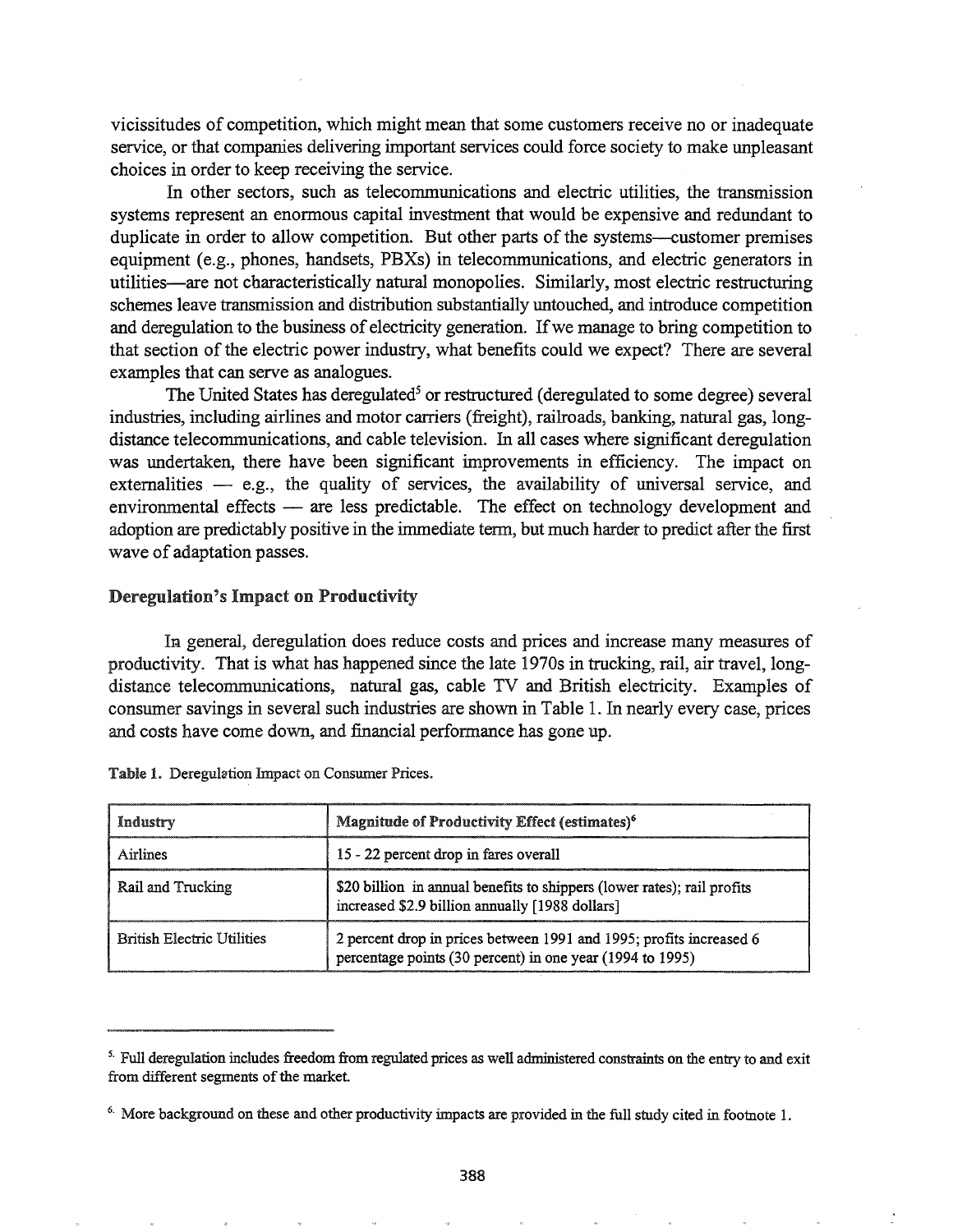vicissitudes of competition, which might mean that some customers receive no or inadequate service, or that companies delivering important services could force society to make unpleasant choices in order to keep receiving the service.

In other sectors, such as telecommunications and electric utilities, the transmission systems represent an enormous capital investment that would be expensive and redundant to duplicate in order to allow competition. But other parts of the systems—customer premises equipment (e.g., phones, handsets, PBXs) in telecommunications, and electric generators in utilities—are not characteristically natural monopolies. Similarly, most electric restructuring schemes leave transmission and distribution substantially untouched, and introduce competition and deregulation to the business of electricity generation. If we manage to bring competition to that section of the electric power industry, what benefits could we expect? There are several examples that can serve as analogues.

The United States has deregulated[5] or restructured (deregulated to some degree) several industries, including airlines and motor carriers (freight), railroads, banking, natural gas, long-distance telecommunications, and cable television. In all cases where significant deregulation was undertaken, there have been significant improvements in efficiency. The impact on externalities — e.g., the quality of services, the availability of universal service, and environmental effects — are less predictable. The effect on technology development and adoption are predictably positive in the immediate term, but much harder to predict after the first wave of adaptation passes.

## Deregulation's Impact on Productivity

In general, deregulation does reduce costs and prices and increase many measures of productivity. That is what has happened since the late 1970s in trucking, rail, air travel, long-distance telecommunications, natural gas, cable TV and British electricity. Examples of consumer savings in several such industries are shown in Table 1. In nearly every case, prices and costs have come down, and financial performance has gone up.

**Table 1.** Deregulation Impact on Consumer Prices.

| Industry | Magnitude of Productivity Effect (estimates)[6] |
|---|---|
| Airlines | 15 - 22 percent drop in fares overall |
| Rail and Trucking | $20 billion in annual benefits to shippers (lower rates); rail profits increased $2.9 billion annually [1988 dollars] |
| British Electric Utilities | 2 percent drop in prices between 1991 and 1995; profits increased 6 percentage points (30 percent) in one year (1994 to 1995) |

---

[5] Full deregulation includes freedom from regulated prices as well administered constraints on the entry to and exit from different segments of the market.

[6] More background on these and other productivity impacts are provided in the full study cited in footnote 1.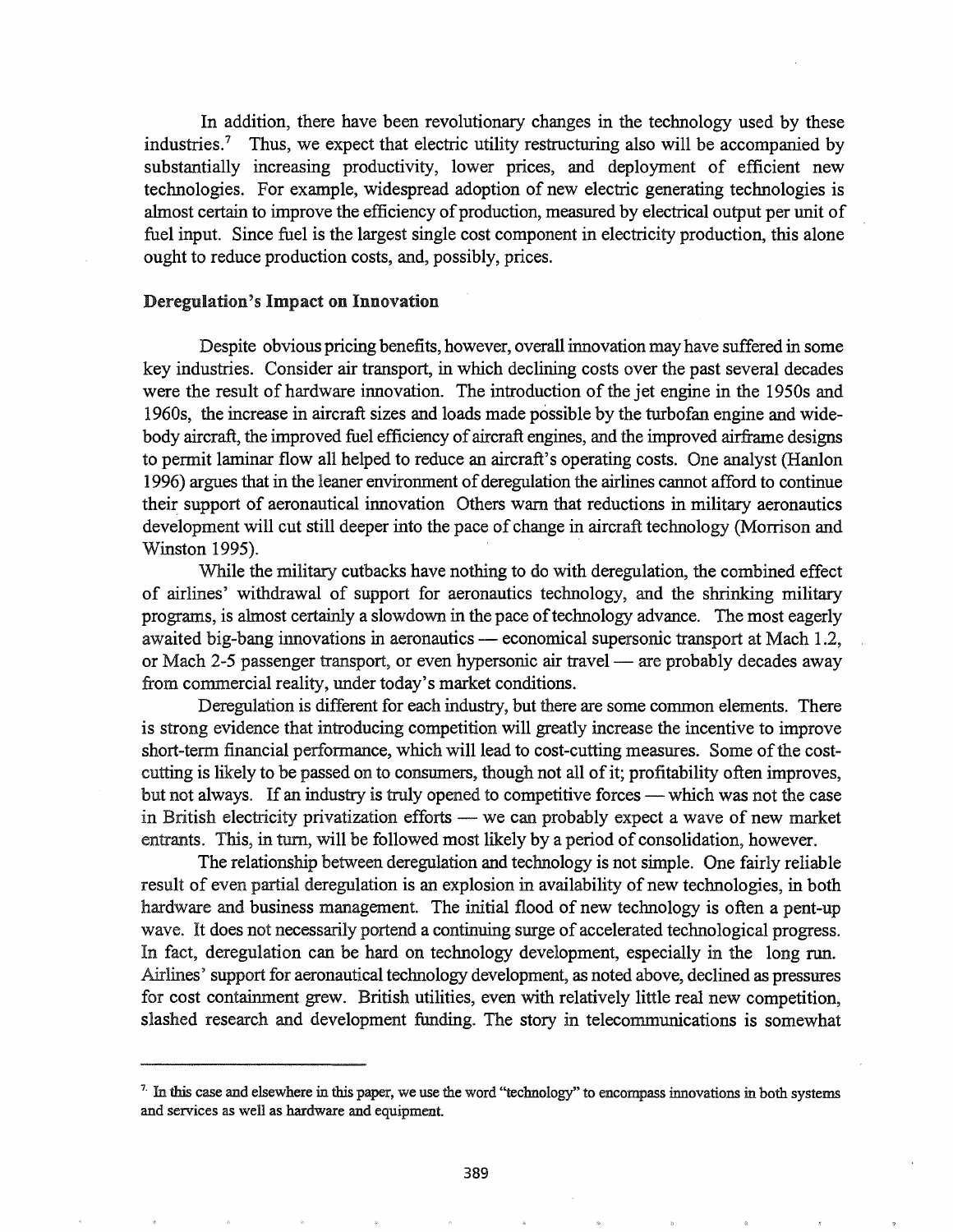In addition, there have been revolutionary changes in the technology used by these industries.[7] Thus, we expect that electric utility restructuring also will be accompanied by substantially increasing productivity, lower prices, and deployment of efficient new technologies. For example, widespread adoption of new electric generating technologies is almost certain to improve the efficiency of production, measured by electrical output per unit of fuel input. Since fuel is the largest single cost component in electricity production, this alone ought to reduce production costs, and, possibly, prices.

**Deregulation's Impact on Innovation**

Despite obvious pricing benefits, however, overall innovation may have suffered in some key industries. Consider air transport, in which declining costs over the past several decades were the result of hardware innovation. The introduction of the jet engine in the 1950s and 1960s, the increase in aircraft sizes and loads made possible by the turbofan engine and wide-body aircraft, the improved fuel efficiency of aircraft engines, and the improved airframe designs to permit laminar flow all helped to reduce an aircraft's operating costs. One analyst (Hanlon 1996) argues that in the leaner environment of deregulation the airlines cannot afford to continue their support of aeronautical innovation Others warn that reductions in military aeronautics development will cut still deeper into the pace of change in aircraft technology (Morrison and Winston 1995).

While the military cutbacks have nothing to do with deregulation, the combined effect of airlines' withdrawal of support for aeronautics technology, and the shrinking military programs, is almost certainly a slowdown in the pace of technology advance. The most eagerly awaited big-bang innovations in aeronautics — economical supersonic transport at Mach 1.2, or Mach 2-5 passenger transport, or even hypersonic air travel — are probably decades away from commercial reality, under today's market conditions.

Deregulation is different for each industry, but there are some common elements. There is strong evidence that introducing competition will greatly increase the incentive to improve short-term financial performance, which will lead to cost-cutting measures. Some of the cost-cutting is likely to be passed on to consumers, though not all of it; profitability often improves, but not always. If an industry is truly opened to competitive forces — which was not the case in British electricity privatization efforts — we can probably expect a wave of new market entrants. This, in turn, will be followed most likely by a period of consolidation, however.

The relationship between deregulation and technology is not simple. One fairly reliable result of even partial deregulation is an explosion in availability of new technologies, in both hardware and business management. The initial flood of new technology is often a pent-up wave. It does not necessarily portend a continuing surge of accelerated technological progress. In fact, deregulation can be hard on technology development, especially in the long run. Airlines' support for aeronautical technology development, as noted above, declined as pressures for cost containment grew. British utilities, even with relatively little real new competition, slashed research and development funding. The story in telecommunications is somewhat

[7] In this case and elsewhere in this paper, we use the word "technology" to encompass innovations in both systems and services as well as hardware and equipment.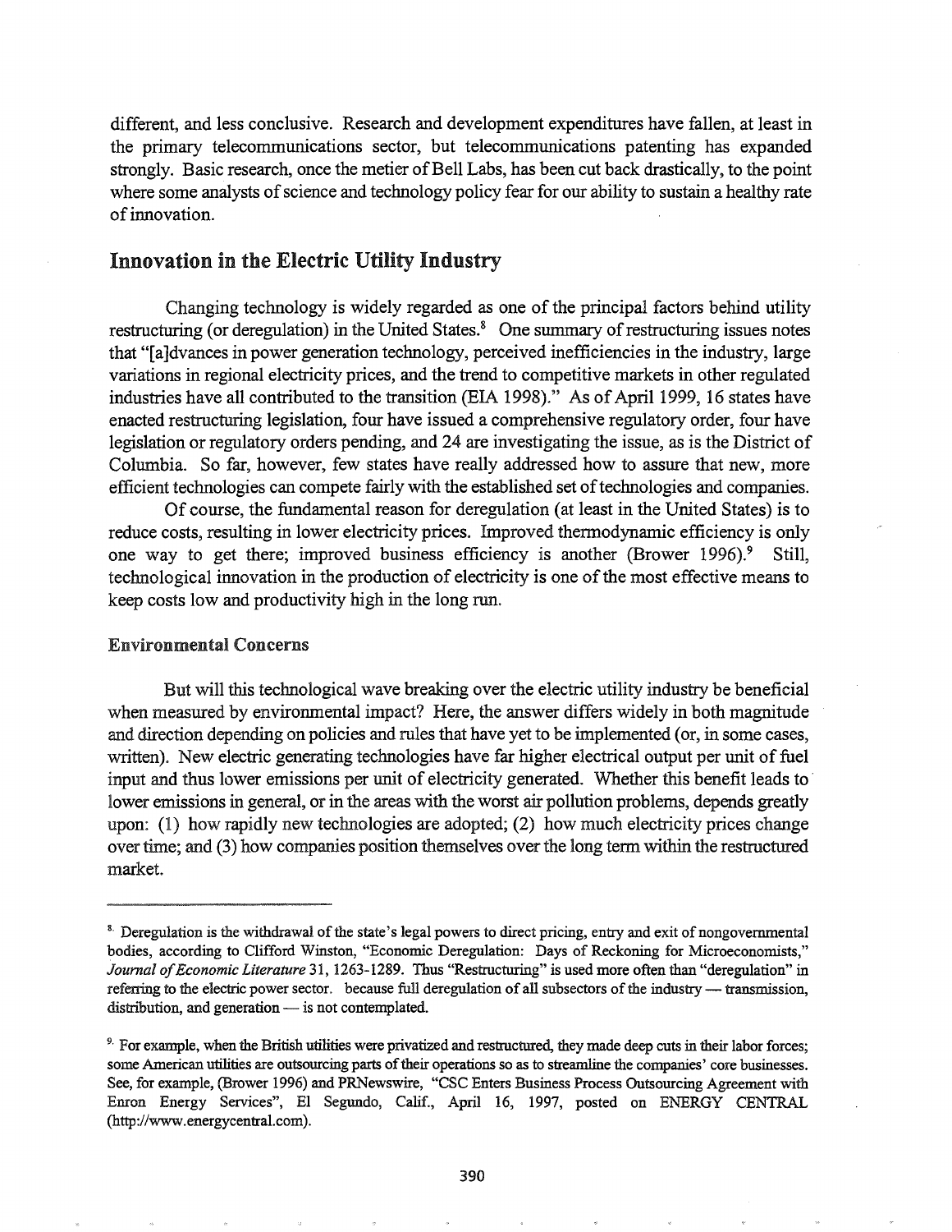different, and less conclusive. Research and development expenditures have fallen, at least in the primary telecommunications sector, but telecommunications patenting has expanded strongly. Basic research, once the metier of Bell Labs, has been cut back drastically, to the point where some analysts of science and technology policy fear for our ability to sustain a healthy rate of innovation.

## Innovation in the Electric Utility Industry

Changing technology is widely regarded as one of the principal factors behind utility restructuring (or deregulation) in the United States.[8] One summary of restructuring issues notes that "[a]dvances in power generation technology, perceived inefficiencies in the industry, large variations in regional electricity prices, and the trend to competitive markets in other regulated industries have all contributed to the transition (EIA 1998)." As of April 1999, 16 states have enacted restructuring legislation, four have issued a comprehensive regulatory order, four have legislation or regulatory orders pending, and 24 are investigating the issue, as is the District of Columbia. So far, however, few states have really addressed how to assure that new, more efficient technologies can compete fairly with the established set of technologies and companies.

Of course, the fundamental reason for deregulation (at least in the United States) is to reduce costs, resulting in lower electricity prices. Improved thermodynamic efficiency is only one way to get there; improved business efficiency is another (Brower 1996).[9] Still, technological innovation in the production of electricity is one of the most effective means to keep costs low and productivity high in the long run.

### Environmental Concerns

But will this technological wave breaking over the electric utility industry be beneficial when measured by environmental impact? Here, the answer differs widely in both magnitude and direction depending on policies and rules that have yet to be implemented (or, in some cases, written). New electric generating technologies have far higher electrical output per unit of fuel input and thus lower emissions per unit of electricity generated. Whether this benefit leads to lower emissions in general, or in the areas with the worst air pollution problems, depends greatly upon: (1) how rapidly new technologies are adopted; (2) how much electricity prices change over time; and (3) how companies position themselves over the long term within the restructured market.

---

[8] Deregulation is the withdrawal of the state's legal powers to direct pricing, entry and exit of nongovernmental bodies, according to Clifford Winston, "Economic Deregulation: Days of Reckoning for Microeconomists," *Journal of Economic Literature* 31, 1263-1289. Thus "Restructuring" is used more often than "deregulation" in referring to the electric power sector. because full deregulation of all subsectors of the industry — transmission, distribution, and generation — is not contemplated.

[9] For example, when the British utilities were privatized and restructured, they made deep cuts in their labor forces; some American utilities are outsourcing parts of their operations so as to streamline the companies' core businesses. See, for example, (Brower 1996) and PRNewswire, "CSC Enters Business Process Outsourcing Agreement with Enron Energy Services", El Segundo, Calif., April 16, 1997, posted on ENERGY CENTRAL (http://www.energycentral.com).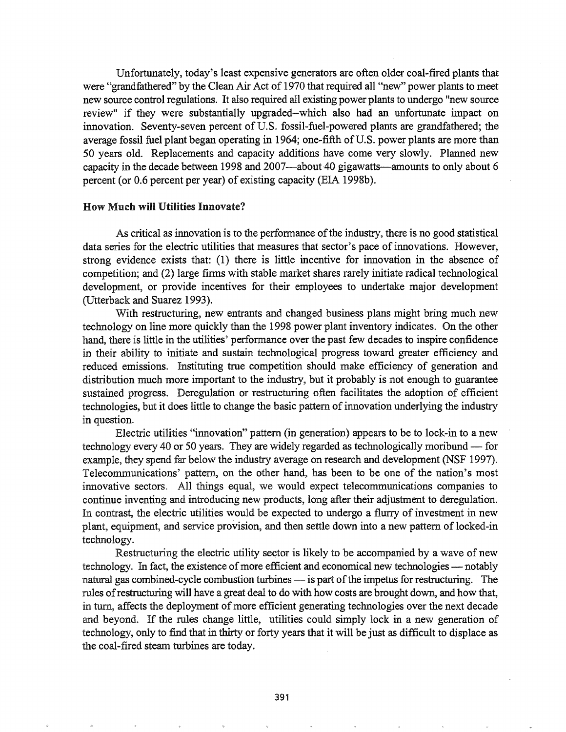Unfortunately, today's least expensive generators are often older coal-fired plants that were "grandfathered" by the Clean Air Act of 1970 that required all "new" power plants to meet new source control regulations. It also required all existing power plants to undergo "new source review" if they were substantially upgraded--which also had an unfortunate impact on innovation. Seventy-seven percent of U.S. fossil-fuel-powered plants are grandfathered; the average fossil fuel plant began operating in 1964; one-fifth of U.S. power plants are more than 50 years old. Replacements and capacity additions have come very slowly. Planned new capacity in the decade between 1998 and 2007—about 40 gigawatts—amounts to only about 6 percent (or 0.6 percent per year) of existing capacity (EIA 1998b).

**How Much will Utilities Innovate?**

As critical as innovation is to the performance of the industry, there is no good statistical data series for the electric utilities that measures that sector's pace of innovations. However, strong evidence exists that: (1) there is little incentive for innovation in the absence of competition; and (2) large firms with stable market shares rarely initiate radical technological development, or provide incentives for their employees to undertake major development (Utterback and Suarez 1993).

With restructuring, new entrants and changed business plans might bring much new technology on line more quickly than the 1998 power plant inventory indicates. On the other hand, there is little in the utilities' performance over the past few decades to inspire confidence in their ability to initiate and sustain technological progress toward greater efficiency and reduced emissions. Instituting true competition should make efficiency of generation and distribution much more important to the industry, but it probably is not enough to guarantee sustained progress. Deregulation or restructuring often facilitates the adoption of efficient technologies, but it does little to change the basic pattern of innovation underlying the industry in question.

Electric utilities "innovation" pattern (in generation) appears to be to lock-in to a new technology every 40 or 50 years. They are widely regarded as technologically moribund — for example, they spend far below the industry average on research and development (NSF 1997). Telecommunications' pattern, on the other hand, has been to be one of the nation's most innovative sectors. All things equal, we would expect telecommunications companies to continue inventing and introducing new products, long after their adjustment to deregulation. In contrast, the electric utilities would be expected to undergo a flurry of investment in new plant, equipment, and service provision, and then settle down into a new pattern of locked-in technology.

Restructuring the electric utility sector is likely to be accompanied by a wave of new technology. In fact, the existence of more efficient and economical new technologies — notably natural gas combined-cycle combustion turbines — is part of the impetus for restructuring. The rules of restructuring will have a great deal to do with how costs are brought down, and how that, in turn, affects the deployment of more efficient generating technologies over the next decade and beyond. If the rules change little, utilities could simply lock in a new generation of technology, only to find that in thirty or forty years that it will be just as difficult to displace as the coal-fired steam turbines are today.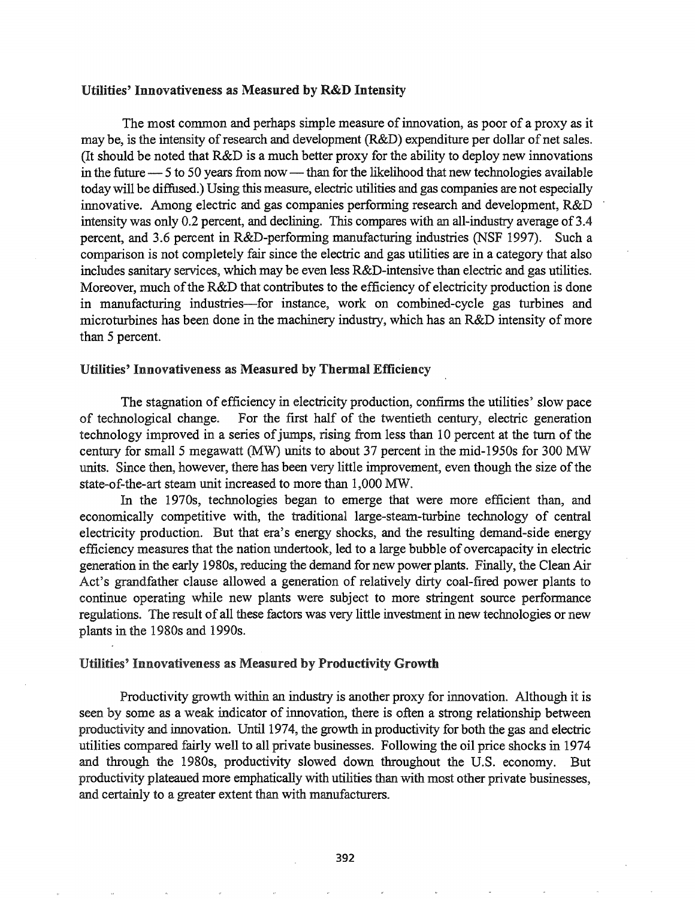### Utilities' Innovativeness as Measured by R&D Intensity

The most common and perhaps simple measure of innovation, as poor of a proxy as it may be, is the intensity of research and development (R&D) expenditure per dollar of net sales. (It should be noted that R&D is a much better proxy for the ability to deploy new innovations in the future — 5 to 50 years from now — than for the likelihood that new technologies available today will be diffused.) Using this measure, electric utilities and gas companies are not especially innovative. Among electric and gas companies performing research and development, R&D intensity was only 0.2 percent, and declining. This compares with an all-industry average of 3.4 percent, and 3.6 percent in R&D-performing manufacturing industries (NSF 1997). Such a comparison is not completely fair since the electric and gas utilities are in a category that also includes sanitary services, which may be even less R&D-intensive than electric and gas utilities. Moreover, much of the R&D that contributes to the efficiency of electricity production is done in manufacturing industries—for instance, work on combined-cycle gas turbines and microturbines has been done in the machinery industry, which has an R&D intensity of more than 5 percent.

### Utilities' Innovativeness as Measured by Thermal Efficiency

The stagnation of efficiency in electricity production, confirms the utilities' slow pace of technological change. For the first half of the twentieth century, electric generation technology improved in a series of jumps, rising from less than 10 percent at the turn of the century for small 5 megawatt (MW) units to about 37 percent in the mid-1950s for 300 MW units. Since then, however, there has been very little improvement, even though the size of the state-of-the-art steam unit increased to more than 1,000 MW.

In the 1970s, technologies began to emerge that were more efficient than, and economically competitive with, the traditional large-steam-turbine technology of central electricity production. But that era's energy shocks, and the resulting demand-side energy efficiency measures that the nation undertook, led to a large bubble of overcapacity in electric generation in the early 1980s, reducing the demand for new power plants. Finally, the Clean Air Act's grandfather clause allowed a generation of relatively dirty coal-fired power plants to continue operating while new plants were subject to more stringent source performance regulations. The result of all these factors was very little investment in new technologies or new plants in the 1980s and 1990s.

### Utilities' Innovativeness as Measured by Productivity Growth

Productivity growth within an industry is another proxy for innovation. Although it is seen by some as a weak indicator of innovation, there is often a strong relationship between productivity and innovation. Until 1974, the growth in productivity for both the gas and electric utilities compared fairly well to all private businesses. Following the oil price shocks in 1974 and through the 1980s, productivity slowed down throughout the U.S. economy. But productivity plateaued more emphatically with utilities than with most other private businesses, and certainly to a greater extent than with manufacturers.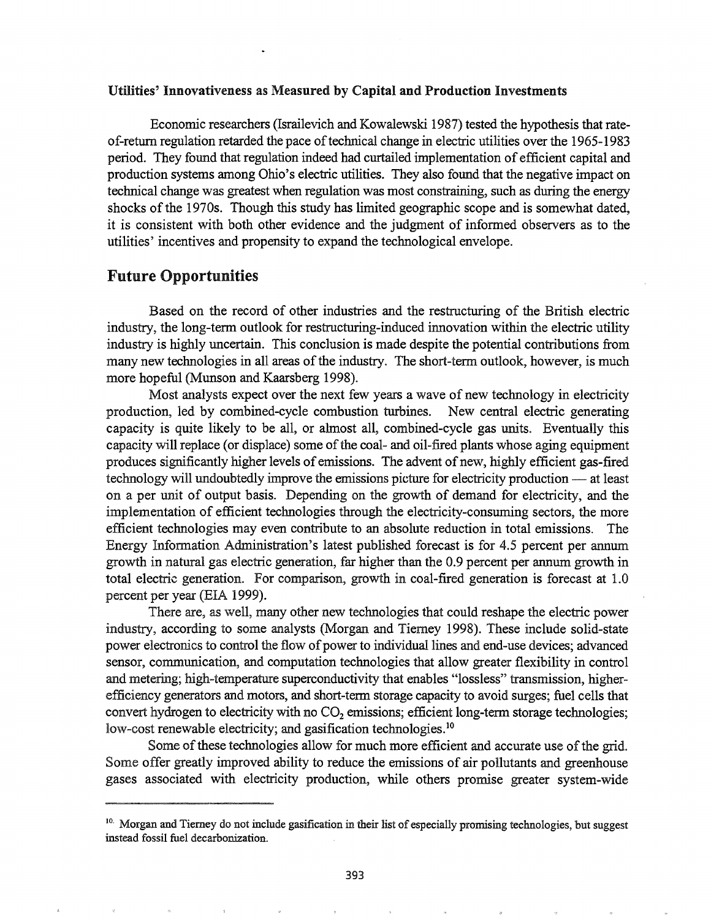**Utilities' Innovativeness as Measured by Capital and Production Investments**

Economic researchers (Israilevich and Kowalewski 1987) tested the hypothesis that rate-of-return regulation retarded the pace of technical change in electric utilities over the 1965-1983 period. They found that regulation indeed had curtailed implementation of efficient capital and production systems among Ohio's electric utilities. They also found that the negative impact on technical change was greatest when regulation was most constraining, such as during the energy shocks of the 1970s. Though this study has limited geographic scope and is somewhat dated, it is consistent with both other evidence and the judgment of informed observers as to the utilities' incentives and propensity to expand the technological envelope.

## Future Opportunities

Based on the record of other industries and the restructuring of the British electric industry, the long-term outlook for restructuring-induced innovation within the electric utility industry is highly uncertain. This conclusion is made despite the potential contributions from many new technologies in all areas of the industry. The short-term outlook, however, is much more hopeful (Munson and Kaarsberg 1998).

Most analysts expect over the next few years a wave of new technology in electricity production, led by combined-cycle combustion turbines. New central electric generating capacity is quite likely to be all, or almost all, combined-cycle gas units. Eventually this capacity will replace (or displace) some of the coal- and oil-fired plants whose aging equipment produces significantly higher levels of emissions. The advent of new, highly efficient gas-fired technology will undoubtedly improve the emissions picture for electricity production — at least on a per unit of output basis. Depending on the growth of demand for electricity, and the implementation of efficient technologies through the electricity-consuming sectors, the more efficient technologies may even contribute to an absolute reduction in total emissions. The Energy Information Administration's latest published forecast is for 4.5 percent per annum growth in natural gas electric generation, far higher than the 0.9 percent per annum growth in total electric generation. For comparison, growth in coal-fired generation is forecast at 1.0 percent per year (EIA 1999).

There are, as well, many other new technologies that could reshape the electric power industry, according to some analysts (Morgan and Tierney 1998). These include solid-state power electronics to control the flow of power to individual lines and end-use devices; advanced sensor, communication, and computation technologies that allow greater flexibility in control and metering; high-temperature superconductivity that enables "lossless" transmission, higher-efficiency generators and motors, and short-term storage capacity to avoid surges; fuel cells that convert hydrogen to electricity with no $CO_2$ emissions; efficient long-term storage technologies; low-cost renewable electricity; and gasification technologies.[10]

Some of these technologies allow for much more efficient and accurate use of the grid. Some offer greatly improved ability to reduce the emissions of air pollutants and greenhouse gases associated with electricity production, while others promise greater system-wide

---

[10] Morgan and Tierney do not include gasification in their list of especially promising technologies, but suggest instead fossil fuel decarbonization.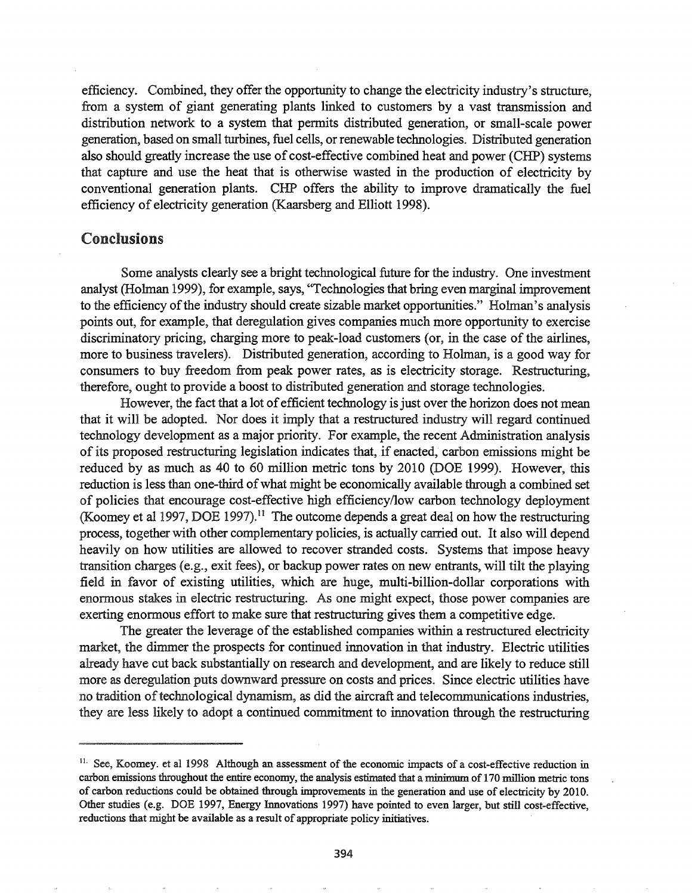efficiency. Combined, they offer the opportunity to change the electricity industry's structure, from a system of giant generating plants linked to customers by a vast transmission and distribution network to a system that permits distributed generation, or small-scale power generation, based on small turbines, fuel cells, or renewable technologies. Distributed generation also should greatly increase the use of cost-effective combined heat and power (CHP) systems that capture and use the heat that is otherwise wasted in the production of electricity by conventional generation plants. CHP offers the ability to improve dramatically the fuel efficiency of electricity generation (Kaarsberg and Elliott 1998).

## Conclusions

Some analysts clearly see a bright technological future for the industry. One investment analyst (Holman 1999), for example, says, "Technologies that bring even marginal improvement to the efficiency of the industry should create sizable market opportunities." Holman's analysis points out, for example, that deregulation gives companies much more opportunity to exercise discriminatory pricing, charging more to peak-load customers (or, in the case of the airlines, more to business travelers). Distributed generation, according to Holman, is a good way for consumers to buy freedom from peak power rates, as is electricity storage. Restructuring, therefore, ought to provide a boost to distributed generation and storage technologies.

However, the fact that a lot of efficient technology is just over the horizon does not mean that it will be adopted. Nor does it imply that a restructured industry will regard continued technology development as a major priority. For example, the recent Administration analysis of its proposed restructuring legislation indicates that, if enacted, carbon emissions might be reduced by as much as 40 to 60 million metric tons by 2010 (DOE 1999). However, this reduction is less than one-third of what might be economically available through a combined set of policies that encourage cost-effective high efficiency/low carbon technology deployment (Koomey et al 1997, DOE 1997).[11] The outcome depends a great deal on how the restructuring process, together with other complementary policies, is actually carried out. It also will depend heavily on how utilities are allowed to recover stranded costs. Systems that impose heavy transition charges (e.g., exit fees), or backup power rates on new entrants, will tilt the playing field in favor of existing utilities, which are huge, multi-billion-dollar corporations with enormous stakes in electric restructuring. As one might expect, those power companies are exerting enormous effort to make sure that restructuring gives them a competitive edge.

The greater the leverage of the established companies within a restructured electricity market, the dimmer the prospects for continued innovation in that industry. Electric utilities already have cut back substantially on research and development, and are likely to reduce still more as deregulation puts downward pressure on costs and prices. Since electric utilities have no tradition of technological dynamism, as did the aircraft and telecommunications industries, they are less likely to adopt a continued commitment to innovation through the restructuring

---

[11] See, Koomey. et al 1998 Although an assessment of the economic impacts of a cost-effective reduction in carbon emissions throughout the entire economy, the analysis estimated that a minimum of 170 million metric tons of carbon reductions could be obtained through improvements in the generation and use of electricity by 2010. Other studies (e.g. DOE 1997, Energy Innovations 1997) have pointed to even larger, but still cost-effective, reductions that might be available as a result of appropriate policy initiatives.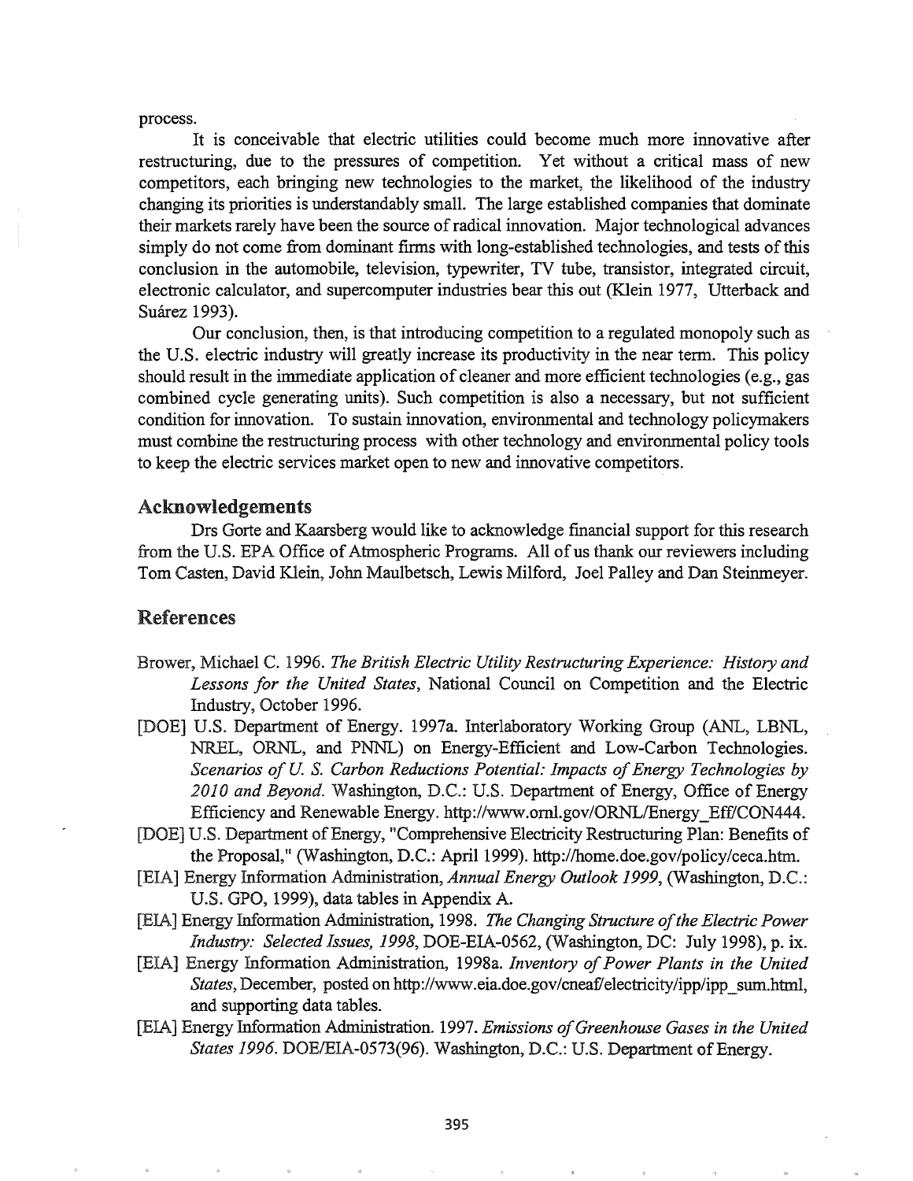process.

It is conceivable that electric utilities could become much more innovative after restructuring, due to the pressures of competition. Yet without a critical mass of new competitors, each bringing new technologies to the market, the likelihood of the industry changing its priorities is understandably small. The large established companies that dominate their markets rarely have been the source of radical innovation. Major technological advances simply do not come from dominant firms with long-established technologies, and tests of this conclusion in the automobile, television, typewriter, TV tube, transistor, integrated circuit, electronic calculator, and supercomputer industries bear this out (Klein 1977, Utterback and Suárez 1993).

Our conclusion, then, is that introducing competition to a regulated monopoly such as the U.S. electric industry will greatly increase its productivity in the near term. This policy should result in the immediate application of cleaner and more efficient technologies (e.g., gas combined cycle generating units). Such competition is also a necessary, but not sufficient condition for innovation. To sustain innovation, environmental and technology policymakers must combine the restructuring process with other technology and environmental policy tools to keep the electric services market open to new and innovative competitors.

## Acknowledgements

Drs Gorte and Kaarsberg would like to acknowledge financial support for this research from the U.S. EPA Office of Atmospheric Programs. All of us thank our reviewers including Tom Casten, David Klein, John Maulbetsch, Lewis Milford, Joel Palley and Dan Steinmeyer.

## References

Brower, Michael C. 1996. *The British Electric Utility Restructuring Experience: History and Lessons for the United States*, National Council on Competition and the Electric Industry, October 1996.

[DOE] U.S. Department of Energy. 1997a. Interlaboratory Working Group (ANL, LBNL, NREL, ORNL, and PNNL) on Energy-Efficient and Low-Carbon Technologies. *Scenarios of U. S. Carbon Reductions Potential: Impacts of Energy Technologies by 2010 and Beyond*. Washington, D.C.: U.S. Department of Energy, Office of Energy Efficiency and Renewable Energy. http://www.ornl.gov/ORNL/Energy_Eff/CON444.

[DOE] U.S. Department of Energy, "Comprehensive Electricity Restructuring Plan: Benefits of the Proposal," (Washington, D.C.: April 1999). http://home.doe.gov/policy/ceca.htm.

[EIA] Energy Information Administration, *Annual Energy Outlook 1999*, (Washington, D.C.: U.S. GPO, 1999), data tables in Appendix A.

[EIA] Energy Information Administration, 1998. *The Changing Structure of the Electric Power Industry: Selected Issues, 1998*, DOE-EIA-0562, (Washington, DC: July 1998), p. ix.

[EIA] Energy Information Administration, 1998a. *Inventory of Power Plants in the United States*, December, posted on http://www.eia.doe.gov/cneaf/electricity/ipp/ipp_sum.html, and supporting data tables.

[EIA] Energy Information Administration. 1997. *Emissions of Greenhouse Gases in the United States 1996*. DOE/EIA-0573(96). Washington, D.C.: U.S. Department of Energy.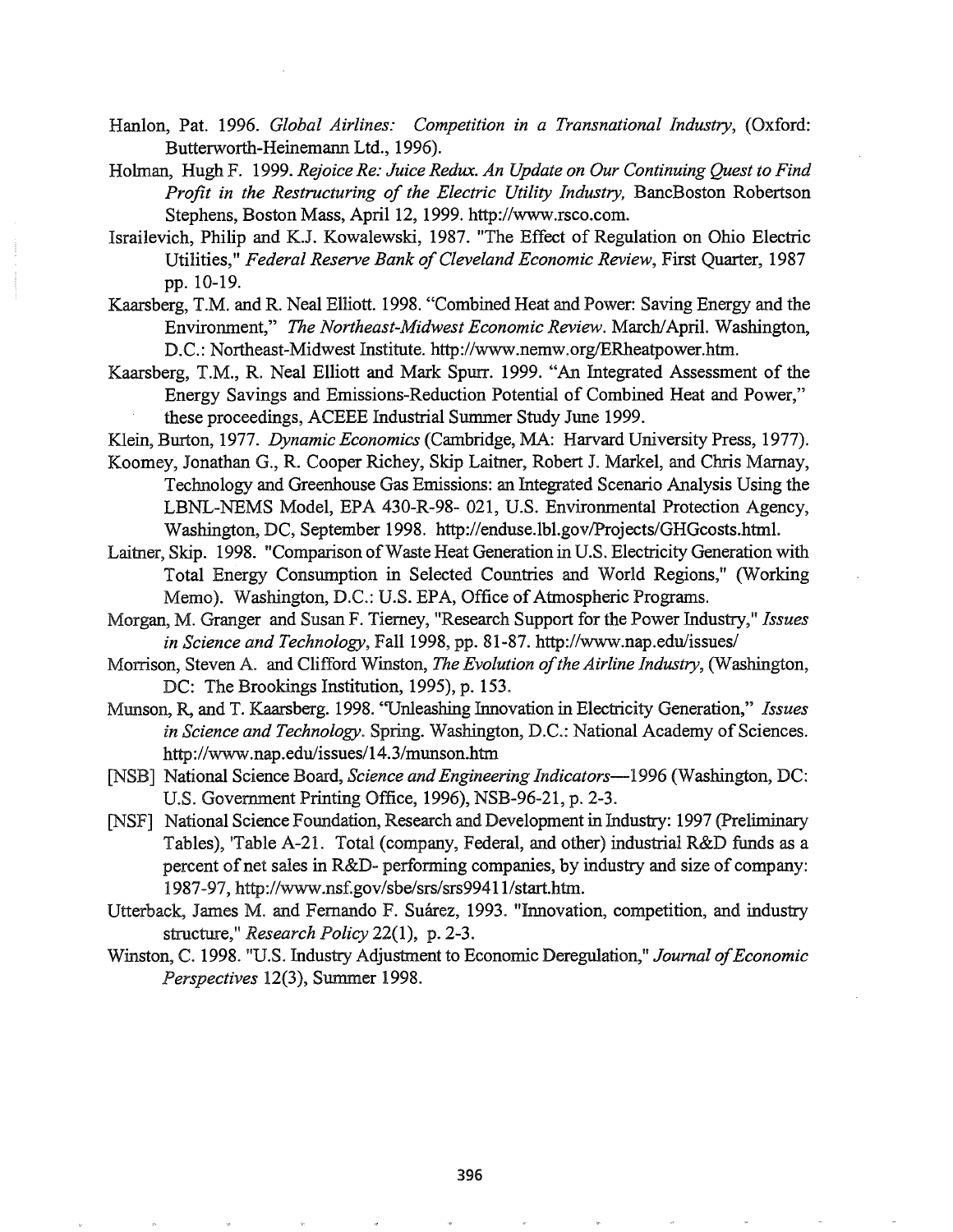Hanlon, Pat. 1996. *Global Airlines: Competition in a Transnational Industry*, (Oxford: Butterworth-Heinemann Ltd., 1996).

Holman, Hugh F. 1999. *Rejoice Re: Juice Redux. An Update on Our Continuing Quest to Find Profit in the Restructuring of the Electric Utility Industry*, BancBoston Robertson Stephens, Boston Mass, April 12, 1999. http://www.rsco.com.

Israilevich, Philip and K.J. Kowalewski, 1987. "The Effect of Regulation on Ohio Electric Utilities," *Federal Reserve Bank of Cleveland Economic Review*, First Quarter, 1987 pp. 10-19.

Kaarsberg, T.M. and R. Neal Elliott. 1998. "Combined Heat and Power: Saving Energy and the Environment," *The Northeast-Midwest Economic Review*. March/April. Washington, D.C.: Northeast-Midwest Institute. http://www.nemw.org/ERheatpower.htm.

Kaarsberg, T.M., R. Neal Elliott and Mark Spurr. 1999. "An Integrated Assessment of the Energy Savings and Emissions-Reduction Potential of Combined Heat and Power," these proceedings, ACEEE Industrial Summer Study June 1999.

Klein, Burton, 1977. *Dynamic Economics* (Cambridge, MA: Harvard University Press, 1977).

Koomey, Jonathan G., R. Cooper Richey, Skip Laitner, Robert J. Markel, and Chris Marnay, Technology and Greenhouse Gas Emissions: an Integrated Scenario Analysis Using the LBNL-NEMS Model, EPA 430-R-98- 021, U.S. Environmental Protection Agency, Washington, DC, September 1998. http://enduse.lbl.gov/Projects/GHGcosts.html.

Laitner, Skip. 1998. "Comparison of Waste Heat Generation in U.S. Electricity Generation with Total Energy Consumption in Selected Countries and World Regions," (Working Memo). Washington, D.C.: U.S. EPA, Office of Atmospheric Programs.

Morgan, M. Granger and Susan F. Tierney, "Research Support for the Power Industry," *Issues in Science and Technology*, Fall 1998, pp. 81-87. http://www.nap.edu/issues/

Morrison, Steven A. and Clifford Winston, *The Evolution of the Airline Industry*, (Washington, DC: The Brookings Institution, 1995), p. 153.

Munson, R, and T. Kaarsberg. 1998. "Unleashing Innovation in Electricity Generation," *Issues in Science and Technology*. Spring. Washington, D.C.: National Academy of Sciences. http://www.nap.edu/issues/14.3/munson.htm

[NSB] National Science Board, *Science and Engineering Indicators—1996* (Washington, DC: U.S. Government Printing Office, 1996), NSB-96-21, p. 2-3.

[NSF] National Science Foundation, Research and Development in Industry: 1997 (Preliminary Tables), 'Table A-21. Total (company, Federal, and other) industrial R&D funds as a percent of net sales in R&D- performing companies, by industry and size of company: 1987-97, http://www.nsf.gov/sbe/srs/srs99411/start.htm.

Utterback, James M. and Fernando F. Suárez, 1993. "Innovation, competition, and industry structure," *Research Policy* 22(1), p. 2-3.

Winston, C. 1998. "U.S. Industry Adjustment to Economic Deregulation," *Journal of Economic Perspectives* 12(3), Summer 1998.